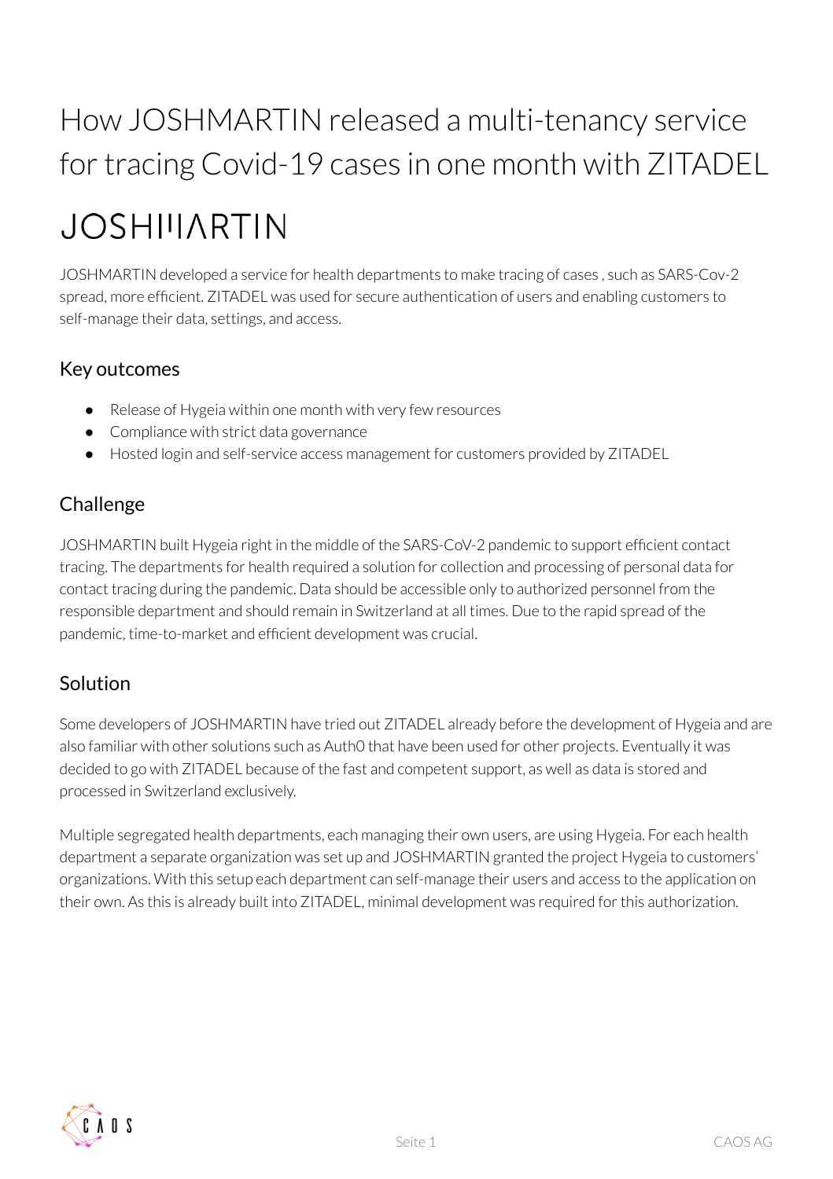# How JOSHMARTIN released a multi-tenancy service for tracing Covid-19 cases in one month with ZITADEL

JOSHMARTIN

JOSHMARTIN developed a service for health departments to make tracing of cases , such as SARS-Cov-2 spread, more efficient. ZITADEL was used for secure authentication of users and enabling customers to self-manage their data, settings, and access.

## Key outcomes

- Release of Hygeia within one month with very few resources
- Compliance with strict data governance
- Hosted login and self-service access management for customers provided by ZITADEL

## Challenge

JOSHMARTIN built Hygeia right in the middle of the SARS-CoV-2 pandemic to support efficient contact tracing. The departments for health required a solution for collection and processing of personal data for contact tracing during the pandemic. Data should be accessible only to authorized personnel from the responsible department and should remain in Switzerland at all times. Due to the rapid spread of the pandemic, time-to-market and efficient development was crucial.

## Solution

Some developers of JOSHMARTIN have tried out ZITADEL already before the development of Hygeia and are also familiar with other solutions such as Auth0 that have been used for other projects. Eventually it was decided to go with ZITADEL because of the fast and competent support, as well as data is stored and processed in Switzerland exclusively.

Multiple segregated health departments, each managing their own users, are using Hygeia. For each health department a separate organization was set up and JOSHMARTIN granted the project Hygeia to customers' organizations. With this setup each department can self-manage their users and access to the application on their own. As this is already built into ZITADEL, minimal development was required for this authorization.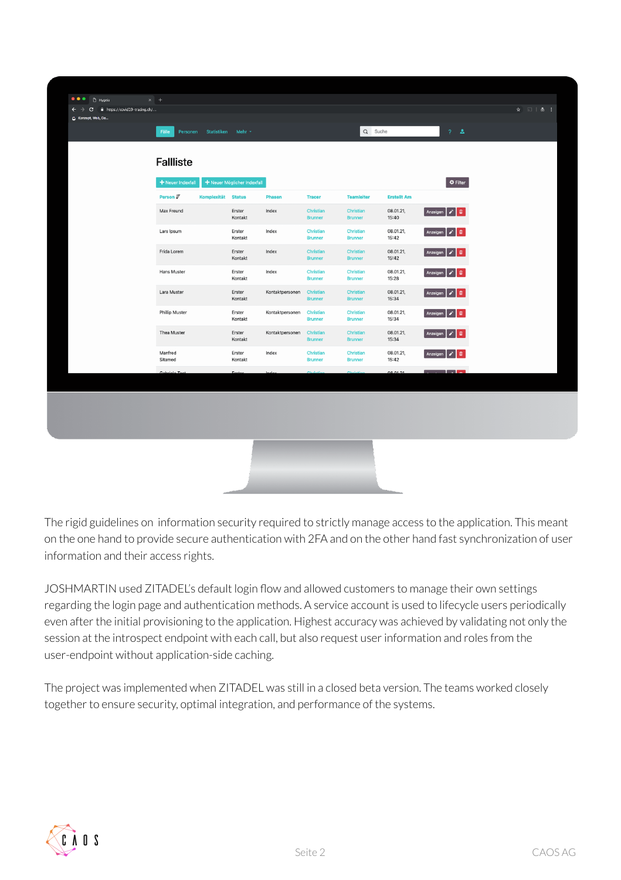The rigid guidelines on information security required to strictly manage access to the application. This meant on the one hand to provide secure authentication with 2FA and on the other hand fast synchronization of user information and their access rights.

JOSHMARTIN used ZITADEL's default login flow and allowed customers to manage their own settings regarding the login page and authentication methods. A service account is used to lifecycle users periodically even after the initial provisioning to the application. Highest accuracy was achieved by validating not only the session at the introspect endpoint with each call, but also request user information and roles from the user-endpoint without application-side caching.

The project was implemented when ZITADEL was still in a closed beta version. The teams worked closely together to ensure security, optimal integration, and performance of the systems.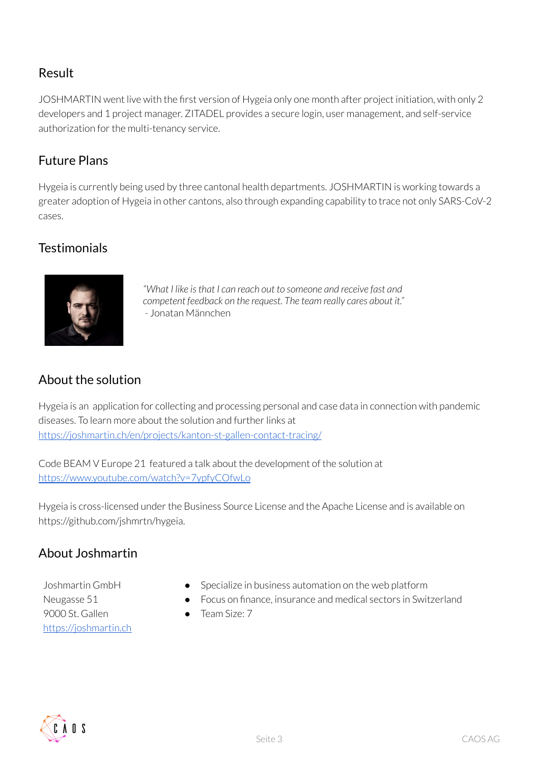## Result

JOSHMARTIN went live with the first version of Hygeia only one month after project initiation, with only 2 developers and 1 project manager. ZITADEL provides a secure login, user management, and self-service authorization for the multi-tenancy service.

## Future Plans

Hygeia is currently being used by three cantonal health departments. JOSHMARTIN is working towards a greater adoption of Hygeia in other cantons, also through expanding capability to trace not only SARS-CoV-2 cases.

## Testimonials

*"What I like is that I can reach out to someone and receive fast and competent feedback on the request. The team really cares about it."*
- Jonatan Männchen

## About the solution

Hygeia is an application for collecting and processing personal and case data in connection with pandemic diseases. To learn more about the solution and further links at https://joshmartin.ch/en/projects/kanton-st-gallen-contact-tracing/

Code BEAM V Europe 21 featured a talk about the development of the solution at https://www.youtube.com/watch?v=7ypfyCOfwLo

Hygeia is cross-licensed under the Business Source License and the Apache License and is available on https://github.com/jshmrtn/hygeia.

## About Joshmartin

Joshmartin GmbH
Neugasse 51
9000 St. Gallen
https://joshmartin.ch

- Specialize in business automation on the web platform
- Focus on finance, insurance and medical sectors in Switzerland
- Team Size: 7